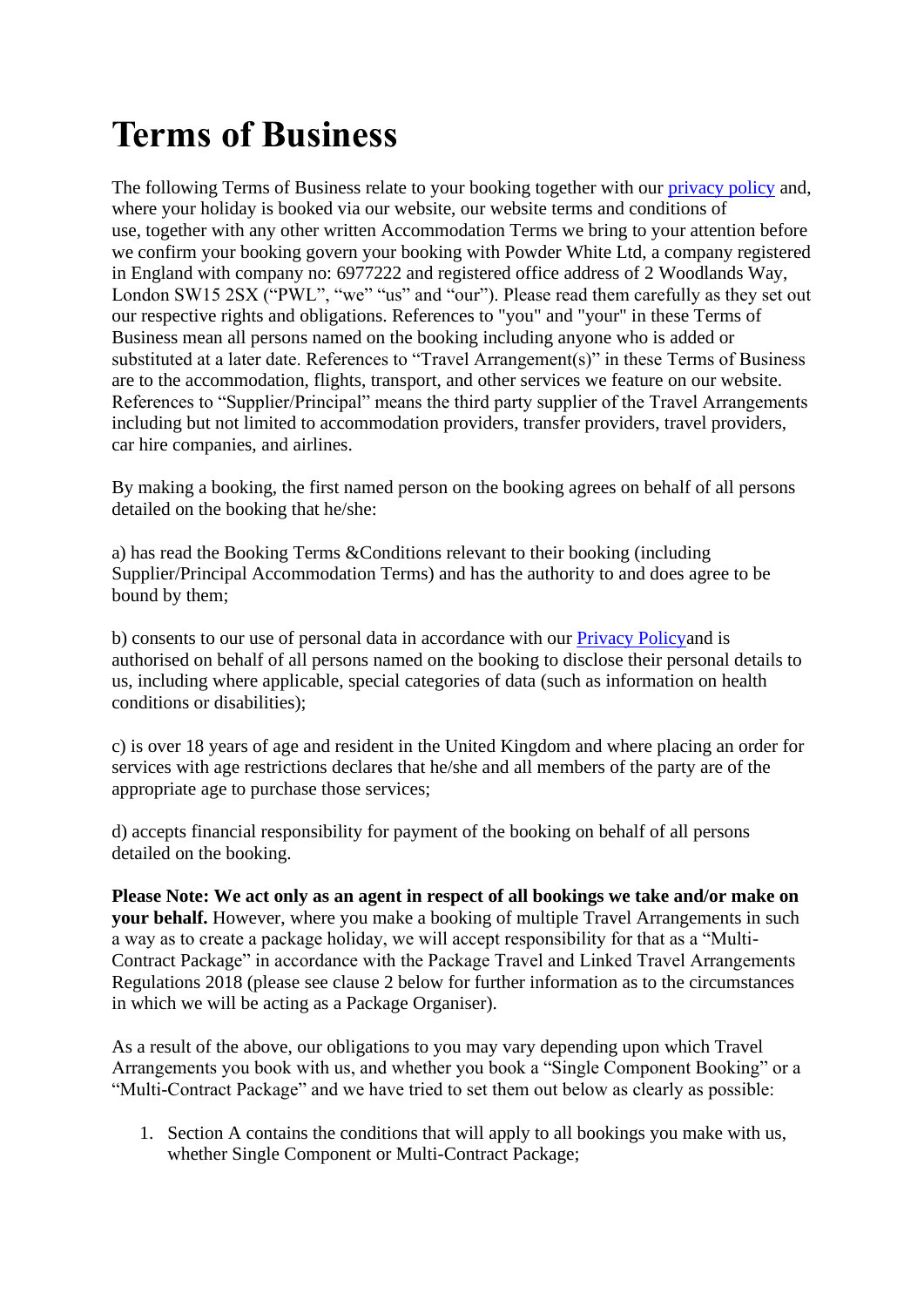# Terms of Business

The following Terms of Business relate to your booking together with our [privacy policy](privacy policy) and, where your holiday is booked via our website, our website terms and conditions of use, together with any other written Accommodation Terms we bring to your attention before we confirm your booking govern your booking with Powder White Ltd, a company registered in England with company no: 6977222 and registered office address of 2 Woodlands Way, London SW15 2SX ("PWL", "we" "us" and "our"). Please read them carefully as they set out our respective rights and obligations. References to "you" and "your" in these Terms of Business mean all persons named on the booking including anyone who is added or substituted at a later date. References to "Travel Arrangement(s)" in these Terms of Business are to the accommodation, flights, transport, and other services we feature on our website. References to "Supplier/Principal" means the third party supplier of the Travel Arrangements including but not limited to accommodation providers, transfer providers, travel providers, car hire companies, and airlines.

By making a booking, the first named person on the booking agrees on behalf of all persons detailed on the booking that he/she:

a) has read the Booking Terms &Conditions relevant to their booking (including Supplier/Principal Accommodation Terms) and has the authority to and does agree to be bound by them;

b) consents to our use of personal data in accordance with our Privacy Policyand is authorised on behalf of all persons named on the booking to disclose their personal details to us, including where applicable, special categories of data (such as information on health conditions or disabilities);

c) is over 18 years of age and resident in the United Kingdom and where placing an order for services with age restrictions declares that he/she and all members of the party are of the appropriate age to purchase those services;

d) accepts financial responsibility for payment of the booking on behalf of all persons detailed on the booking.

**Please Note: We act only as an agent in respect of all bookings we take and/or make on your behalf.** However, where you make a booking of multiple Travel Arrangements in such a way as to create a package holiday, we will accept responsibility for that as a "Multi-Contract Package" in accordance with the Package Travel and Linked Travel Arrangements Regulations 2018 (please see clause 2 below for further information as to the circumstances in which we will be acting as a Package Organiser).

As a result of the above, our obligations to you may vary depending upon which Travel Arrangements you book with us, and whether you book a "Single Component Booking" or a "Multi-Contract Package" and we have tried to set them out below as clearly as possible:

1. Section A contains the conditions that will apply to all bookings you make with us, whether Single Component or Multi-Contract Package;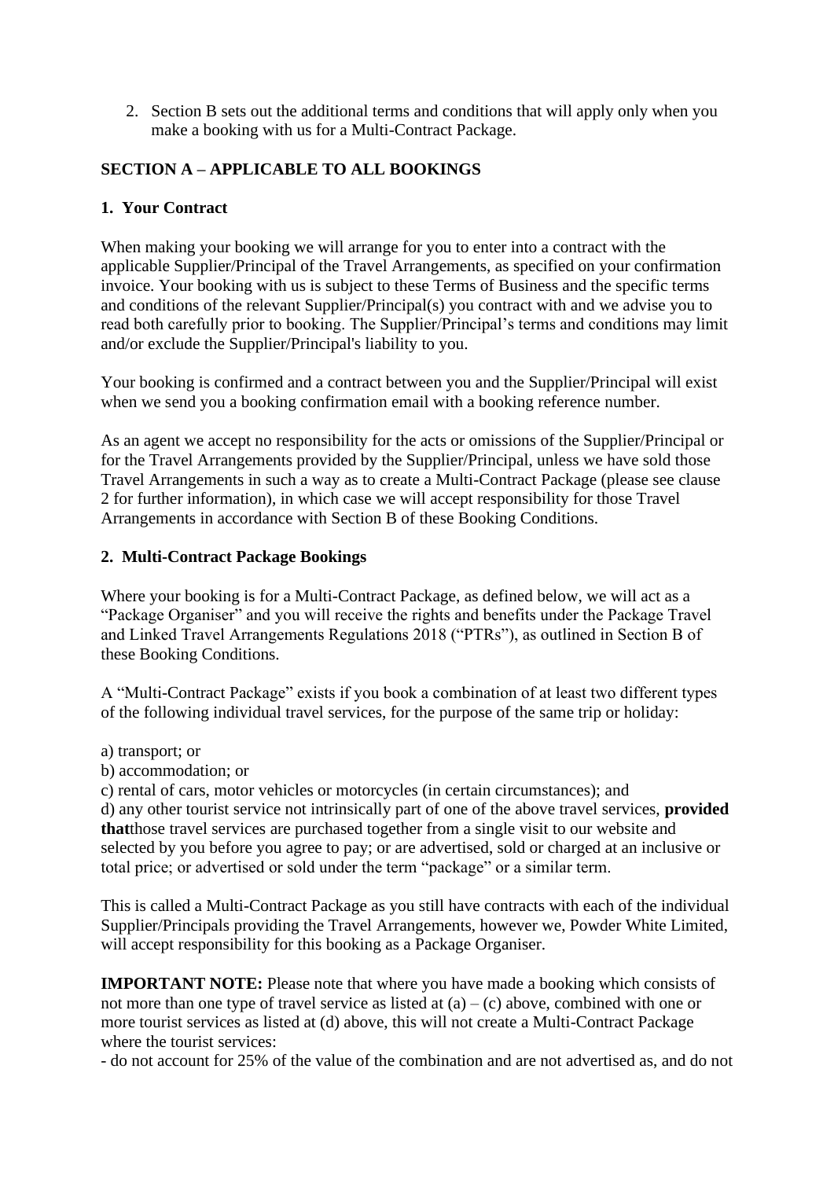2. Section B sets out the additional terms and conditions that will apply only when you make a booking with us for a Multi-Contract Package.

## SECTION A – APPLICABLE TO ALL BOOKINGS

### 1. Your Contract

When making your booking we will arrange for you to enter into a contract with the applicable Supplier/Principal of the Travel Arrangements, as specified on your confirmation invoice. Your booking with us is subject to these Terms of Business and the specific terms and conditions of the relevant Supplier/Principal(s) you contract with and we advise you to read both carefully prior to booking. The Supplier/Principal's terms and conditions may limit and/or exclude the Supplier/Principal's liability to you.

Your booking is confirmed and a contract between you and the Supplier/Principal will exist when we send you a booking confirmation email with a booking reference number.

As an agent we accept no responsibility for the acts or omissions of the Supplier/Principal or for the Travel Arrangements provided by the Supplier/Principal, unless we have sold those Travel Arrangements in such a way as to create a Multi-Contract Package (please see clause 2 for further information), in which case we will accept responsibility for those Travel Arrangements in accordance with Section B of these Booking Conditions.

### 2. Multi-Contract Package Bookings

Where your booking is for a Multi-Contract Package, as defined below, we will act as a "Package Organiser" and you will receive the rights and benefits under the Package Travel and Linked Travel Arrangements Regulations 2018 ("PTRs"), as outlined in Section B of these Booking Conditions.

A "Multi-Contract Package" exists if you book a combination of at least two different types of the following individual travel services, for the purpose of the same trip or holiday:

a) transport; or
b) accommodation; or
c) rental of cars, motor vehicles or motorcycles (in certain circumstances); and
d) any other tourist service not intrinsically part of one of the above travel services, **provided that**those travel services are purchased together from a single visit to our website and selected by you before you agree to pay; or are advertised, sold or charged at an inclusive or total price; or advertised or sold under the term "package" or a similar term.

This is called a Multi-Contract Package as you still have contracts with each of the individual Supplier/Principals providing the Travel Arrangements, however we, Powder White Limited, will accept responsibility for this booking as a Package Organiser.

**IMPORTANT NOTE:** Please note that where you have made a booking which consists of not more than one type of travel service as listed at (a) – (c) above, combined with one or more tourist services as listed at (d) above, this will not create a Multi-Contract Package where the tourist services:

- do not account for 25% of the value of the combination and are not advertised as, and do not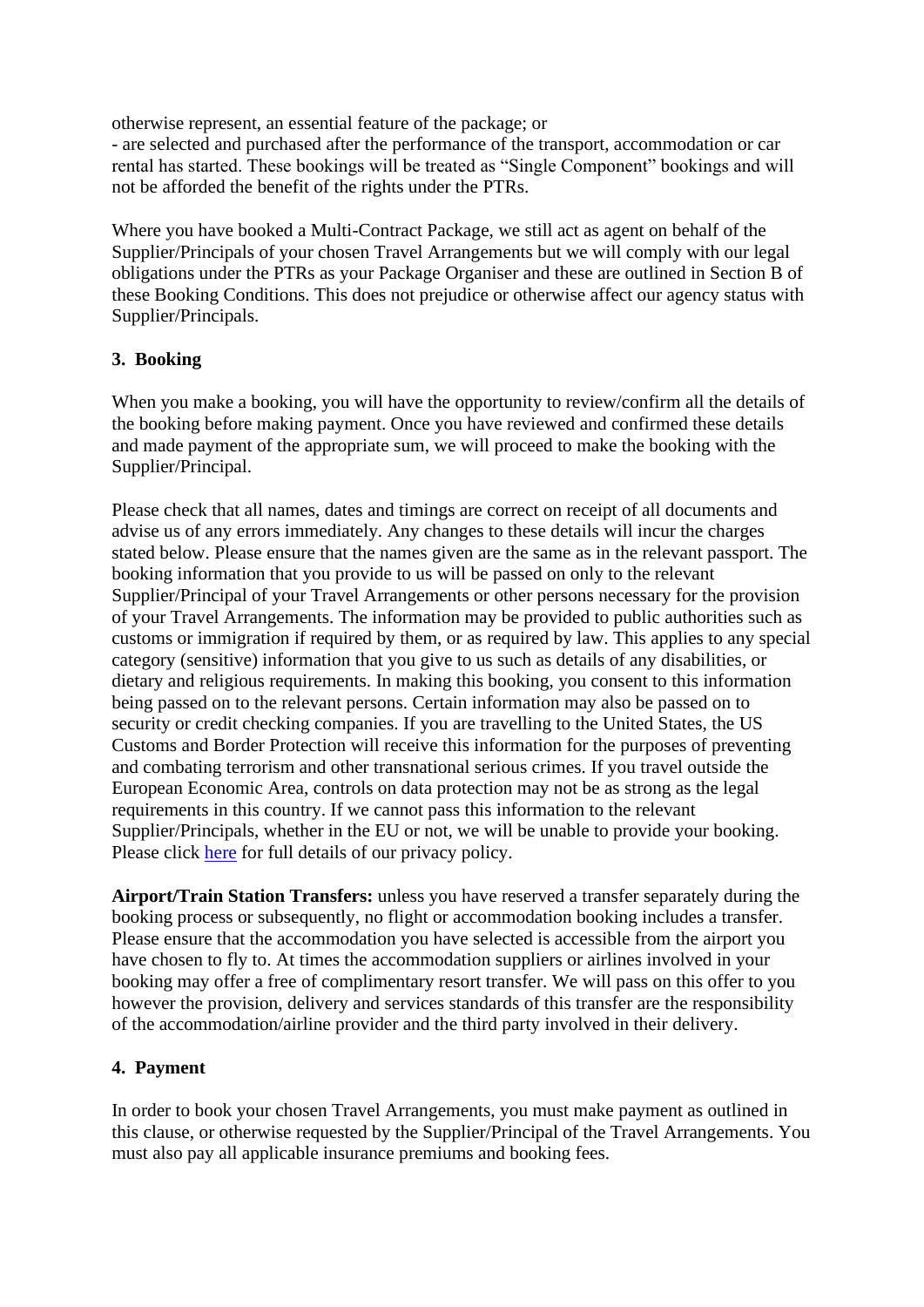otherwise represent, an essential feature of the package; or
- are selected and purchased after the performance of the transport, accommodation or car rental has started. These bookings will be treated as "Single Component" bookings and will not be afforded the benefit of the rights under the PTRs.

Where you have booked a Multi-Contract Package, we still act as agent on behalf of the Supplier/Principals of your chosen Travel Arrangements but we will comply with our legal obligations under the PTRs as your Package Organiser and these are outlined in Section B of these Booking Conditions. This does not prejudice or otherwise affect our agency status with Supplier/Principals.

## 3. Booking

When you make a booking, you will have the opportunity to review/confirm all the details of the booking before making payment. Once you have reviewed and confirmed these details and made payment of the appropriate sum, we will proceed to make the booking with the Supplier/Principal.

Please check that all names, dates and timings are correct on receipt of all documents and advise us of any errors immediately. Any changes to these details will incur the charges stated below. Please ensure that the names given are the same as in the relevant passport. The booking information that you provide to us will be passed on only to the relevant Supplier/Principal of your Travel Arrangements or other persons necessary for the provision of your Travel Arrangements. The information may be provided to public authorities such as customs or immigration if required by them, or as required by law. This applies to any special category (sensitive) information that you give to us such as details of any disabilities, or dietary and religious requirements. In making this booking, you consent to this information being passed on to the relevant persons. Certain information may also be passed on to security or credit checking companies. If you are travelling to the United States, the US Customs and Border Protection will receive this information for the purposes of preventing and combating terrorism and other transnational serious crimes. If you travel outside the European Economic Area, controls on data protection may not be as strong as the legal requirements in this country. If we cannot pass this information to the relevant Supplier/Principals, whether in the EU or not, we will be unable to provide your booking. Please click here for full details of our privacy policy.

**Airport/Train Station Transfers:** unless you have reserved a transfer separately during the booking process or subsequently, no flight or accommodation booking includes a transfer. Please ensure that the accommodation you have selected is accessible from the airport you have chosen to fly to. At times the accommodation suppliers or airlines involved in your booking may offer a free of complimentary resort transfer. We will pass on this offer to you however the provision, delivery and services standards of this transfer are the responsibility of the accommodation/airline provider and the third party involved in their delivery.

## 4. Payment

In order to book your chosen Travel Arrangements, you must make payment as outlined in this clause, or otherwise requested by the Supplier/Principal of the Travel Arrangements. You must also pay all applicable insurance premiums and booking fees.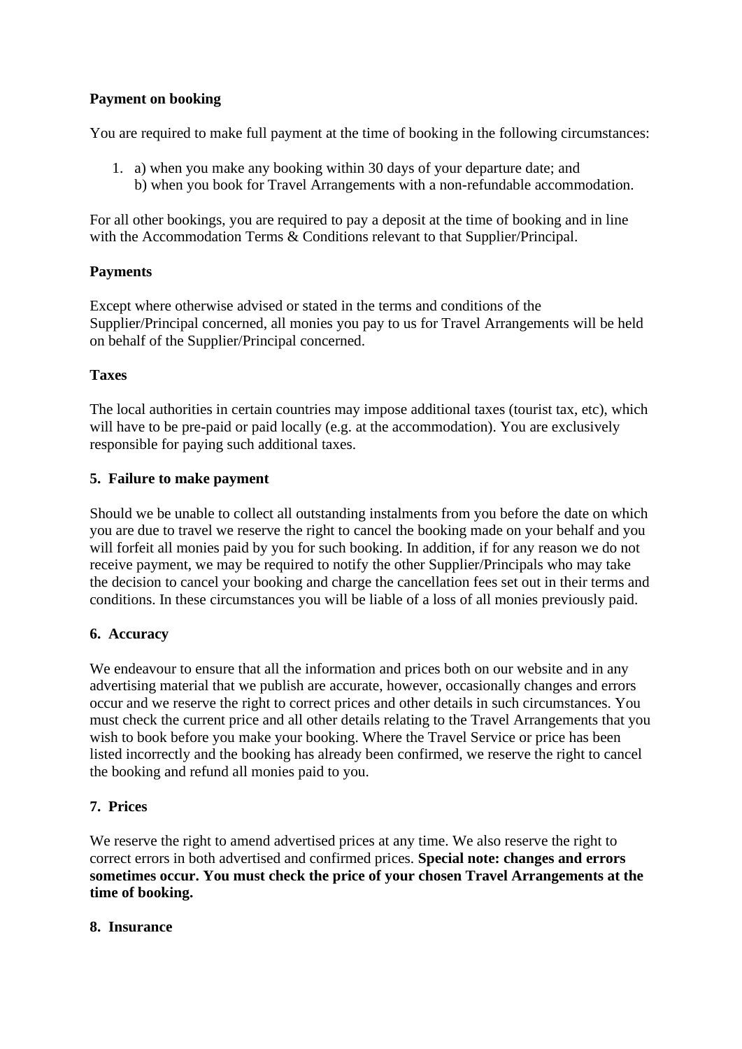**Payment on booking**

You are required to make full payment at the time of booking in the following circumstances:

1. a) when you make any booking within 30 days of your departure date; and
   b) when you book for Travel Arrangements with a non-refundable accommodation.

For all other bookings, you are required to pay a deposit at the time of booking and in line with the Accommodation Terms & Conditions relevant to that Supplier/Principal.

**Payments**

Except where otherwise advised or stated in the terms and conditions of the Supplier/Principal concerned, all monies you pay to us for Travel Arrangements will be held on behalf of the Supplier/Principal concerned.

**Taxes**

The local authorities in certain countries may impose additional taxes (tourist tax, etc), which will have to be pre-paid or paid locally (e.g. at the accommodation). You are exclusively responsible for paying such additional taxes.

**5. Failure to make payment**

Should we be unable to collect all outstanding instalments from you before the date on which you are due to travel we reserve the right to cancel the booking made on your behalf and you will forfeit all monies paid by you for such booking. In addition, if for any reason we do not receive payment, we may be required to notify the other Supplier/Principals who may take the decision to cancel your booking and charge the cancellation fees set out in their terms and conditions. In these circumstances you will be liable of a loss of all monies previously paid.

**6. Accuracy**

We endeavour to ensure that all the information and prices both on our website and in any advertising material that we publish are accurate, however, occasionally changes and errors occur and we reserve the right to correct prices and other details in such circumstances. You must check the current price and all other details relating to the Travel Arrangements that you wish to book before you make your booking. Where the Travel Service or price has been listed incorrectly and the booking has already been confirmed, we reserve the right to cancel the booking and refund all monies paid to you.

**7. Prices**

We reserve the right to amend advertised prices at any time. We also reserve the right to correct errors in both advertised and confirmed prices. **Special note: changes and errors sometimes occur. You must check the price of your chosen Travel Arrangements at the time of booking.**

**8. Insurance**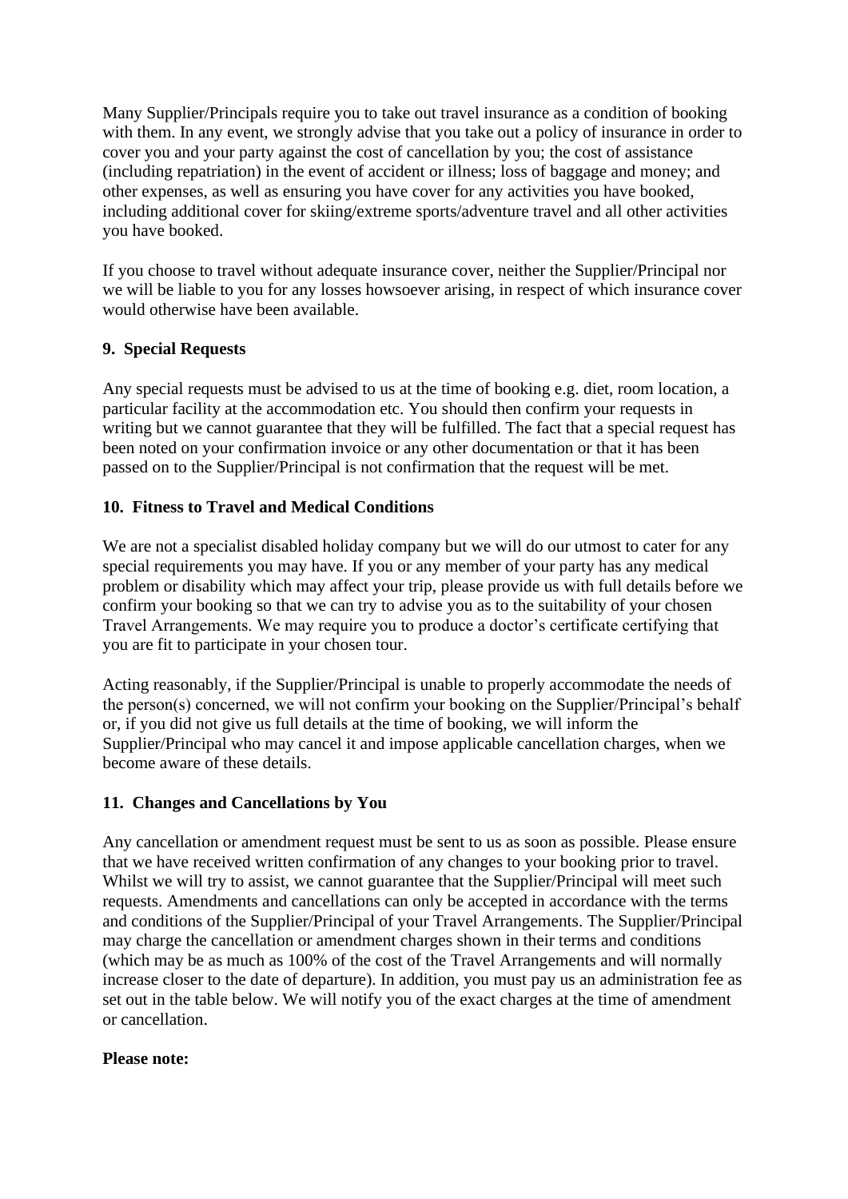Many Supplier/Principals require you to take out travel insurance as a condition of booking with them. In any event, we strongly advise that you take out a policy of insurance in order to cover you and your party against the cost of cancellation by you; the cost of assistance (including repatriation) in the event of accident or illness; loss of baggage and money; and other expenses, as well as ensuring you have cover for any activities you have booked, including additional cover for skiing/extreme sports/adventure travel and all other activities you have booked.

If you choose to travel without adequate insurance cover, neither the Supplier/Principal nor we will be liable to you for any losses howsoever arising, in respect of which insurance cover would otherwise have been available.

**9. Special Requests**

Any special requests must be advised to us at the time of booking e.g. diet, room location, a particular facility at the accommodation etc. You should then confirm your requests in writing but we cannot guarantee that they will be fulfilled. The fact that a special request has been noted on your confirmation invoice or any other documentation or that it has been passed on to the Supplier/Principal is not confirmation that the request will be met.

**10. Fitness to Travel and Medical Conditions**

We are not a specialist disabled holiday company but we will do our utmost to cater for any special requirements you may have. If you or any member of your party has any medical problem or disability which may affect your trip, please provide us with full details before we confirm your booking so that we can try to advise you as to the suitability of your chosen Travel Arrangements. We may require you to produce a doctor's certificate certifying that you are fit to participate in your chosen tour.

Acting reasonably, if the Supplier/Principal is unable to properly accommodate the needs of the person(s) concerned, we will not confirm your booking on the Supplier/Principal's behalf or, if you did not give us full details at the time of booking, we will inform the Supplier/Principal who may cancel it and impose applicable cancellation charges, when we become aware of these details.

**11. Changes and Cancellations by You**

Any cancellation or amendment request must be sent to us as soon as possible. Please ensure that we have received written confirmation of any changes to your booking prior to travel. Whilst we will try to assist, we cannot guarantee that the Supplier/Principal will meet such requests. Amendments and cancellations can only be accepted in accordance with the terms and conditions of the Supplier/Principal of your Travel Arrangements. The Supplier/Principal may charge the cancellation or amendment charges shown in their terms and conditions (which may be as much as 100% of the cost of the Travel Arrangements and will normally increase closer to the date of departure). In addition, you must pay us an administration fee as set out in the table below. We will notify you of the exact charges at the time of amendment or cancellation.

**Please note:**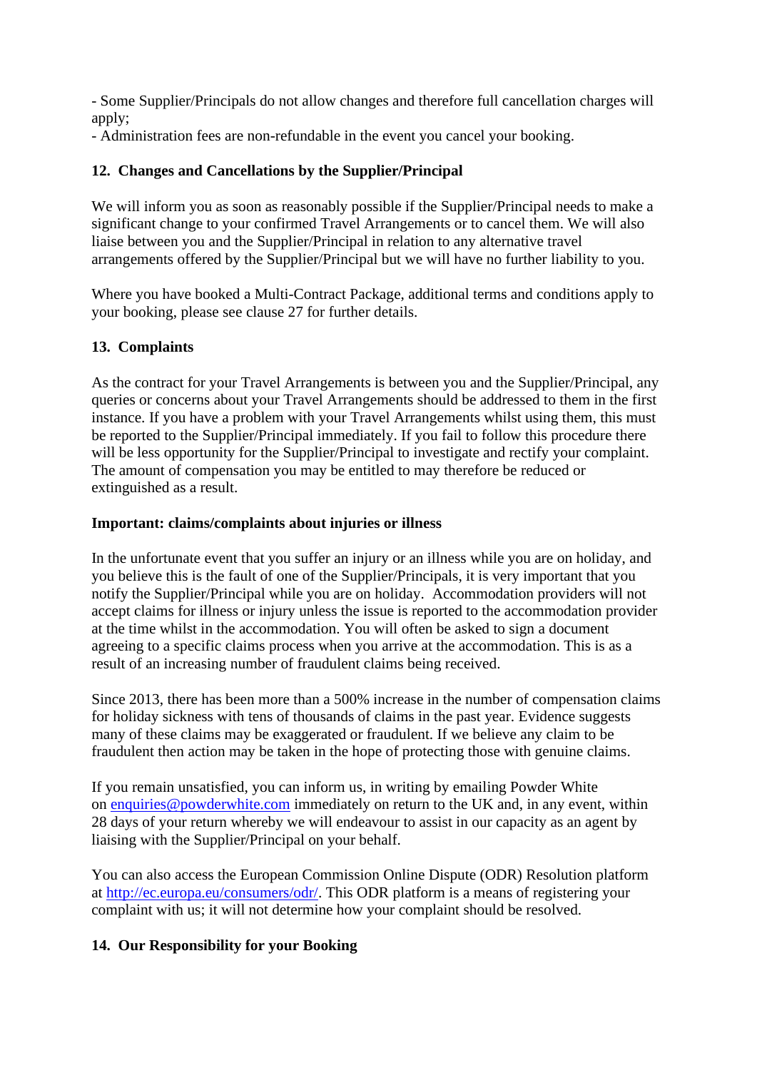- Some Supplier/Principals do not allow changes and therefore full cancellation charges will apply;
- Administration fees are non-refundable in the event you cancel your booking.

## 12. Changes and Cancellations by the Supplier/Principal

We will inform you as soon as reasonably possible if the Supplier/Principal needs to make a significant change to your confirmed Travel Arrangements or to cancel them. We will also liaise between you and the Supplier/Principal in relation to any alternative travel arrangements offered by the Supplier/Principal but we will have no further liability to you.

Where you have booked a Multi-Contract Package, additional terms and conditions apply to your booking, please see clause 27 for further details.

## 13. Complaints

As the contract for your Travel Arrangements is between you and the Supplier/Principal, any queries or concerns about your Travel Arrangements should be addressed to them in the first instance. If you have a problem with your Travel Arrangements whilst using them, this must be reported to the Supplier/Principal immediately. If you fail to follow this procedure there will be less opportunity for the Supplier/Principal to investigate and rectify your complaint. The amount of compensation you may be entitled to may therefore be reduced or extinguished as a result.

**Important: claims/complaints about injuries or illness**

In the unfortunate event that you suffer an injury or an illness while you are on holiday, and you believe this is the fault of one of the Supplier/Principals, it is very important that you notify the Supplier/Principal while you are on holiday. Accommodation providers will not accept claims for illness or injury unless the issue is reported to the accommodation provider at the time whilst in the accommodation. You will often be asked to sign a document agreeing to a specific claims process when you arrive at the accommodation. This is as a result of an increasing number of fraudulent claims being received.

Since 2013, there has been more than a 500% increase in the number of compensation claims for holiday sickness with tens of thousands of claims in the past year. Evidence suggests many of these claims may be exaggerated or fraudulent. If we believe any claim to be fraudulent then action may be taken in the hope of protecting those with genuine claims.

If you remain unsatisfied, you can inform us, in writing by emailing Powder White on [enquiries@powderwhite.com](mailto:enquiries@powderwhite.com) immediately on return to the UK and, in any event, within 28 days of your return whereby we will endeavour to assist in our capacity as an agent by liaising with the Supplier/Principal on your behalf.

You can also access the European Commission Online Dispute (ODR) Resolution platform at [http://ec.europa.eu/consumers/odr/](http://ec.europa.eu/consumers/odr/). This ODR platform is a means of registering your complaint with us; it will not determine how your complaint should be resolved.

## 14. Our Responsibility for your Booking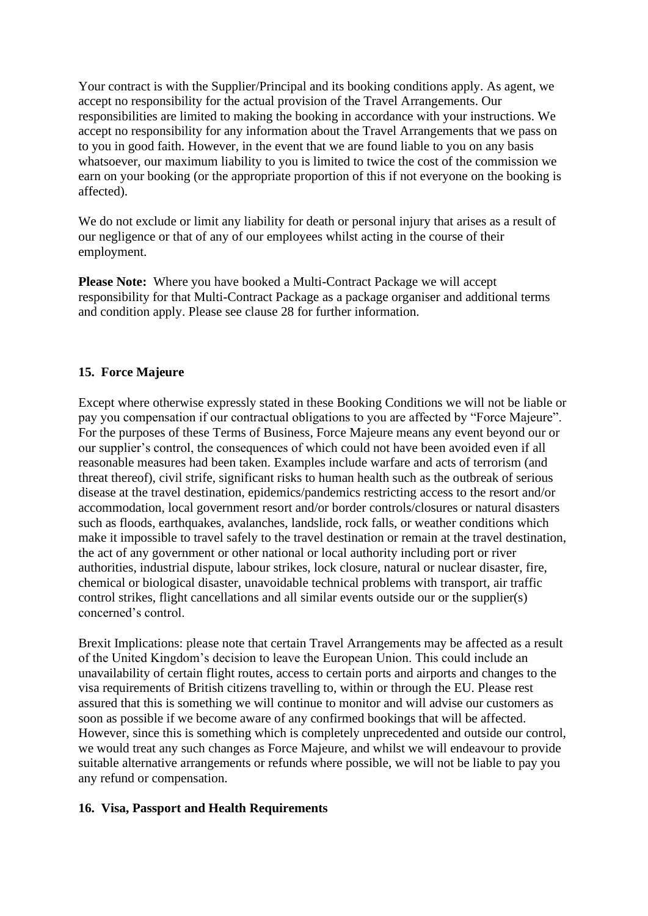Your contract is with the Supplier/Principal and its booking conditions apply. As agent, we accept no responsibility for the actual provision of the Travel Arrangements. Our responsibilities are limited to making the booking in accordance with your instructions. We accept no responsibility for any information about the Travel Arrangements that we pass on to you in good faith. However, in the event that we are found liable to you on any basis whatsoever, our maximum liability to you is limited to twice the cost of the commission we earn on your booking (or the appropriate proportion of this if not everyone on the booking is affected).

We do not exclude or limit any liability for death or personal injury that arises as a result of our negligence or that of any of our employees whilst acting in the course of their employment.

**Please Note:** Where you have booked a Multi-Contract Package we will accept responsibility for that Multi-Contract Package as a package organiser and additional terms and condition apply. Please see clause 28 for further information.

## 15. Force Majeure

Except where otherwise expressly stated in these Booking Conditions we will not be liable or pay you compensation if our contractual obligations to you are affected by "Force Majeure". For the purposes of these Terms of Business, Force Majeure means any event beyond our or our supplier's control, the consequences of which could not have been avoided even if all reasonable measures had been taken. Examples include warfare and acts of terrorism (and threat thereof), civil strife, significant risks to human health such as the outbreak of serious disease at the travel destination, epidemics/pandemics restricting access to the resort and/or accommodation, local government resort and/or border controls/closures or natural disasters such as floods, earthquakes, avalanches, landslide, rock falls, or weather conditions which make it impossible to travel safely to the travel destination or remain at the travel destination, the act of any government or other national or local authority including port or river authorities, industrial dispute, labour strikes, lock closure, natural or nuclear disaster, fire, chemical or biological disaster, unavoidable technical problems with transport, air traffic control strikes, flight cancellations and all similar events outside our or the supplier(s) concerned's control.

Brexit Implications: please note that certain Travel Arrangements may be affected as a result of the United Kingdom's decision to leave the European Union. This could include an unavailability of certain flight routes, access to certain ports and airports and changes to the visa requirements of British citizens travelling to, within or through the EU. Please rest assured that this is something we will continue to monitor and will advise our customers as soon as possible if we become aware of any confirmed bookings that will be affected. However, since this is something which is completely unprecedented and outside our control, we would treat any such changes as Force Majeure, and whilst we will endeavour to provide suitable alternative arrangements or refunds where possible, we will not be liable to pay you any refund or compensation.

## 16. Visa, Passport and Health Requirements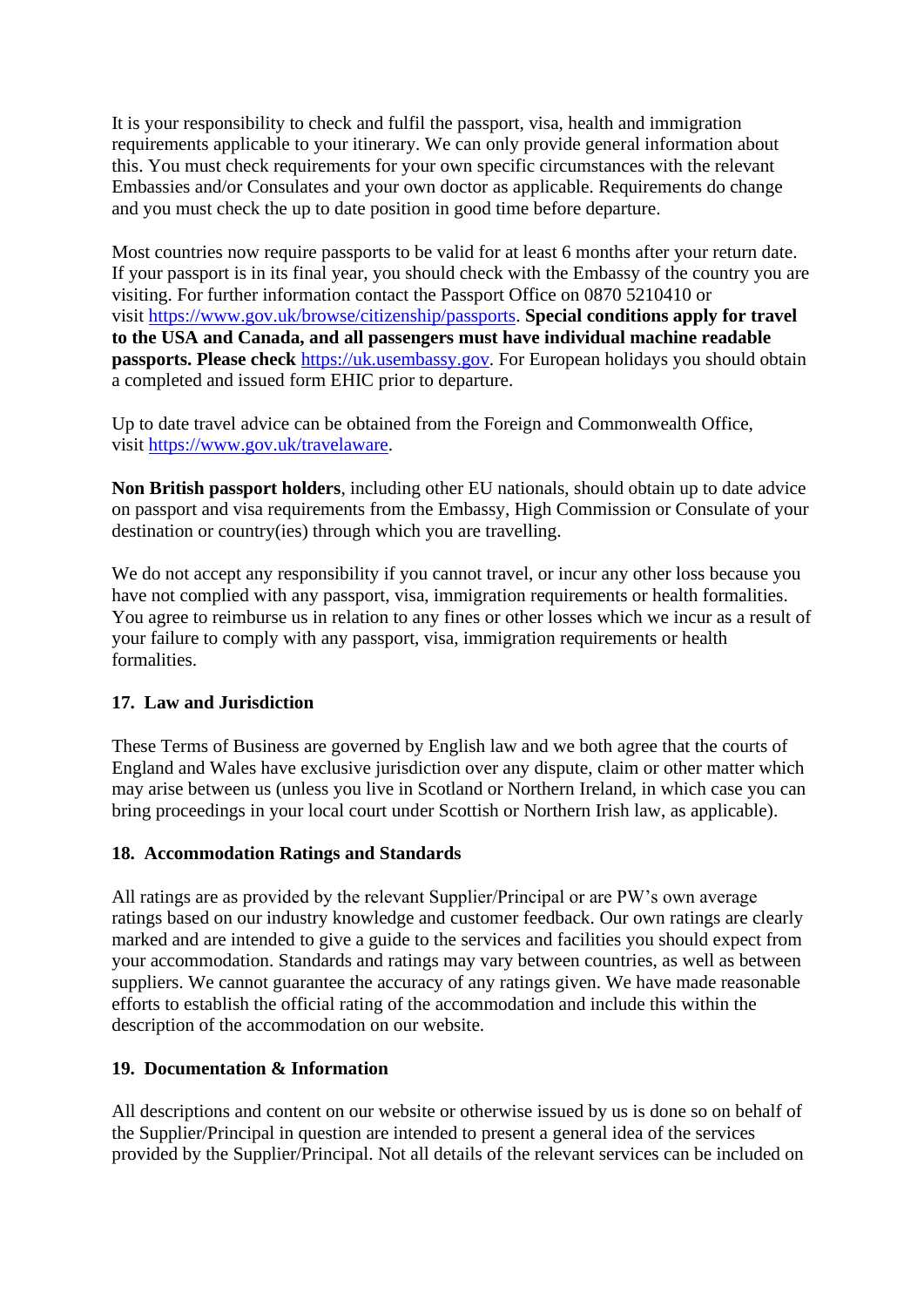It is your responsibility to check and fulfil the passport, visa, health and immigration requirements applicable to your itinerary. We can only provide general information about this. You must check requirements for your own specific circumstances with the relevant Embassies and/or Consulates and your own doctor as applicable. Requirements do change and you must check the up to date position in good time before departure.

Most countries now require passports to be valid for at least 6 months after your return date. If your passport is in its final year, you should check with the Embassy of the country you are visiting. For further information contact the Passport Office on 0870 5210410 or visit [https://www.gov.uk/browse/citizenship/passports](https://www.gov.uk/browse/citizenship/passports). **Special conditions apply for travel to the USA and Canada, and all passengers must have individual machine readable passports. Please check** [https://uk.usembassy.gov](https://uk.usembassy.gov). For European holidays you should obtain a completed and issued form EHIC prior to departure.

Up to date travel advice can be obtained from the Foreign and Commonwealth Office, visit [https://www.gov.uk/travelaware](https://www.gov.uk/travelaware).

**Non British passport holders**, including other EU nationals, should obtain up to date advice on passport and visa requirements from the Embassy, High Commission or Consulate of your destination or country(ies) through which you are travelling.

We do not accept any responsibility if you cannot travel, or incur any other loss because you have not complied with any passport, visa, immigration requirements or health formalities. You agree to reimburse us in relation to any fines or other losses which we incur as a result of your failure to comply with any passport, visa, immigration requirements or health formalities.

## 17. Law and Jurisdiction

These Terms of Business are governed by English law and we both agree that the courts of England and Wales have exclusive jurisdiction over any dispute, claim or other matter which may arise between us (unless you live in Scotland or Northern Ireland, in which case you can bring proceedings in your local court under Scottish or Northern Irish law, as applicable).

## 18. Accommodation Ratings and Standards

All ratings are as provided by the relevant Supplier/Principal or are PW's own average ratings based on our industry knowledge and customer feedback. Our own ratings are clearly marked and are intended to give a guide to the services and facilities you should expect from your accommodation. Standards and ratings may vary between countries, as well as between suppliers. We cannot guarantee the accuracy of any ratings given. We have made reasonable efforts to establish the official rating of the accommodation and include this within the description of the accommodation on our website.

## 19. Documentation & Information

All descriptions and content on our website or otherwise issued by us is done so on behalf of the Supplier/Principal in question are intended to present a general idea of the services provided by the Supplier/Principal. Not all details of the relevant services can be included on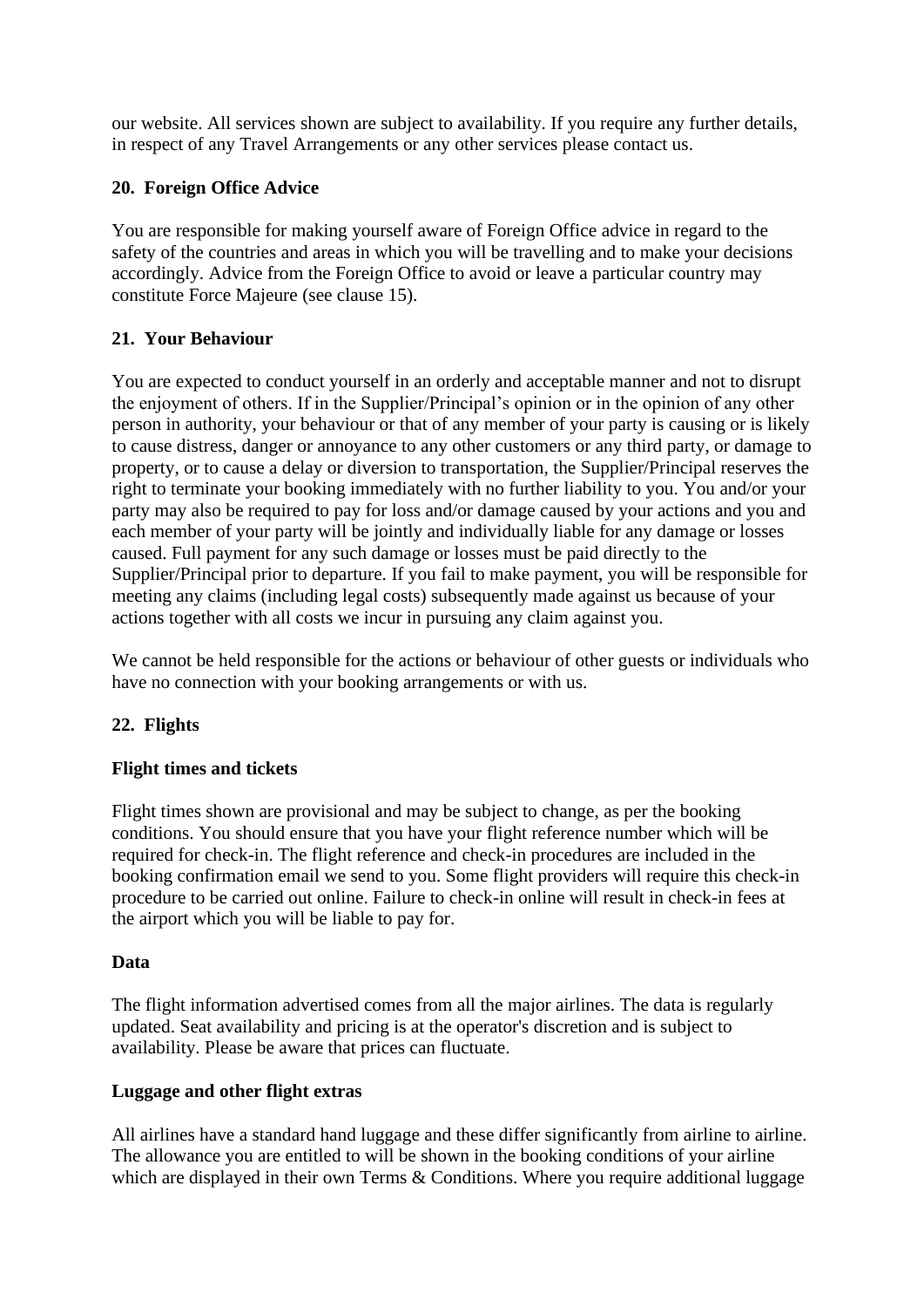our website. All services shown are subject to availability. If you require any further details, in respect of any Travel Arrangements or any other services please contact us.

## 20. Foreign Office Advice

You are responsible for making yourself aware of Foreign Office advice in regard to the safety of the countries and areas in which you will be travelling and to make your decisions accordingly. Advice from the Foreign Office to avoid or leave a particular country may constitute Force Majeure (see clause 15).

## 21. Your Behaviour

You are expected to conduct yourself in an orderly and acceptable manner and not to disrupt the enjoyment of others. If in the Supplier/Principal's opinion or in the opinion of any other person in authority, your behaviour or that of any member of your party is causing or is likely to cause distress, danger or annoyance to any other customers or any third party, or damage to property, or to cause a delay or diversion to transportation, the Supplier/Principal reserves the right to terminate your booking immediately with no further liability to you. You and/or your party may also be required to pay for loss and/or damage caused by your actions and you and each member of your party will be jointly and individually liable for any damage or losses caused. Full payment for any such damage or losses must be paid directly to the Supplier/Principal prior to departure. If you fail to make payment, you will be responsible for meeting any claims (including legal costs) subsequently made against us because of your actions together with all costs we incur in pursuing any claim against you.

We cannot be held responsible for the actions or behaviour of other guests or individuals who have no connection with your booking arrangements or with us.

## 22. Flights

### Flight times and tickets

Flight times shown are provisional and may be subject to change, as per the booking conditions. You should ensure that you have your flight reference number which will be required for check-in. The flight reference and check-in procedures are included in the booking confirmation email we send to you. Some flight providers will require this check-in procedure to be carried out online. Failure to check-in online will result in check-in fees at the airport which you will be liable to pay for.

### Data

The flight information advertised comes from all the major airlines. The data is regularly updated. Seat availability and pricing is at the operator's discretion and is subject to availability. Please be aware that prices can fluctuate.

### Luggage and other flight extras

All airlines have a standard hand luggage and these differ significantly from airline to airline. The allowance you are entitled to will be shown in the booking conditions of your airline which are displayed in their own Terms & Conditions. Where you require additional luggage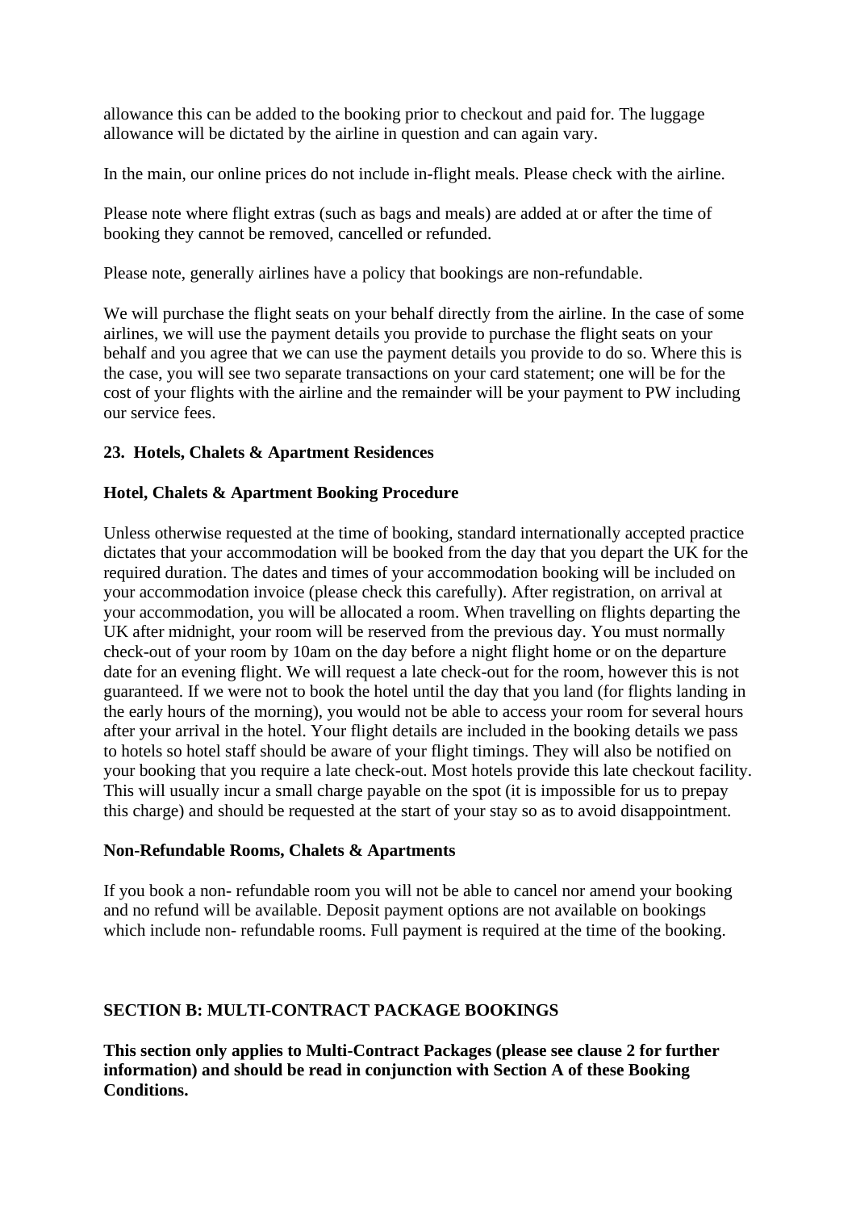allowance this can be added to the booking prior to checkout and paid for. The luggage allowance will be dictated by the airline in question and can again vary.

In the main, our online prices do not include in-flight meals. Please check with the airline.

Please note where flight extras (such as bags and meals) are added at or after the time of booking they cannot be removed, cancelled or refunded.

Please note, generally airlines have a policy that bookings are non-refundable.

We will purchase the flight seats on your behalf directly from the airline. In the case of some airlines, we will use the payment details you provide to purchase the flight seats on your behalf and you agree that we can use the payment details you provide to do so. Where this is the case, you will see two separate transactions on your card statement; one will be for the cost of your flights with the airline and the remainder will be your payment to PW including our service fees.

**23. Hotels, Chalets & Apartment Residences**

**Hotel, Chalets & Apartment Booking Procedure**

Unless otherwise requested at the time of booking, standard internationally accepted practice dictates that your accommodation will be booked from the day that you depart the UK for the required duration. The dates and times of your accommodation booking will be included on your accommodation invoice (please check this carefully). After registration, on arrival at your accommodation, you will be allocated a room. When travelling on flights departing the UK after midnight, your room will be reserved from the previous day. You must normally check-out of your room by 10am on the day before a night flight home or on the departure date for an evening flight. We will request a late check-out for the room, however this is not guaranteed. If we were not to book the hotel until the day that you land (for flights landing in the early hours of the morning), you would not be able to access your room for several hours after your arrival in the hotel. Your flight details are included in the booking details we pass to hotels so hotel staff should be aware of your flight timings. They will also be notified on your booking that you require a late check-out. Most hotels provide this late checkout facility. This will usually incur a small charge payable on the spot (it is impossible for us to prepay this charge) and should be requested at the start of your stay so as to avoid disappointment.

**Non-Refundable Rooms, Chalets & Apartments**

If you book a non- refundable room you will not be able to cancel nor amend your booking and no refund will be available. Deposit payment options are not available on bookings which include non- refundable rooms. Full payment is required at the time of the booking.

**SECTION B: MULTI-CONTRACT PACKAGE BOOKINGS**

**This section only applies to Multi-Contract Packages (please see clause 2 for further information) and should be read in conjunction with Section A of these Booking Conditions.**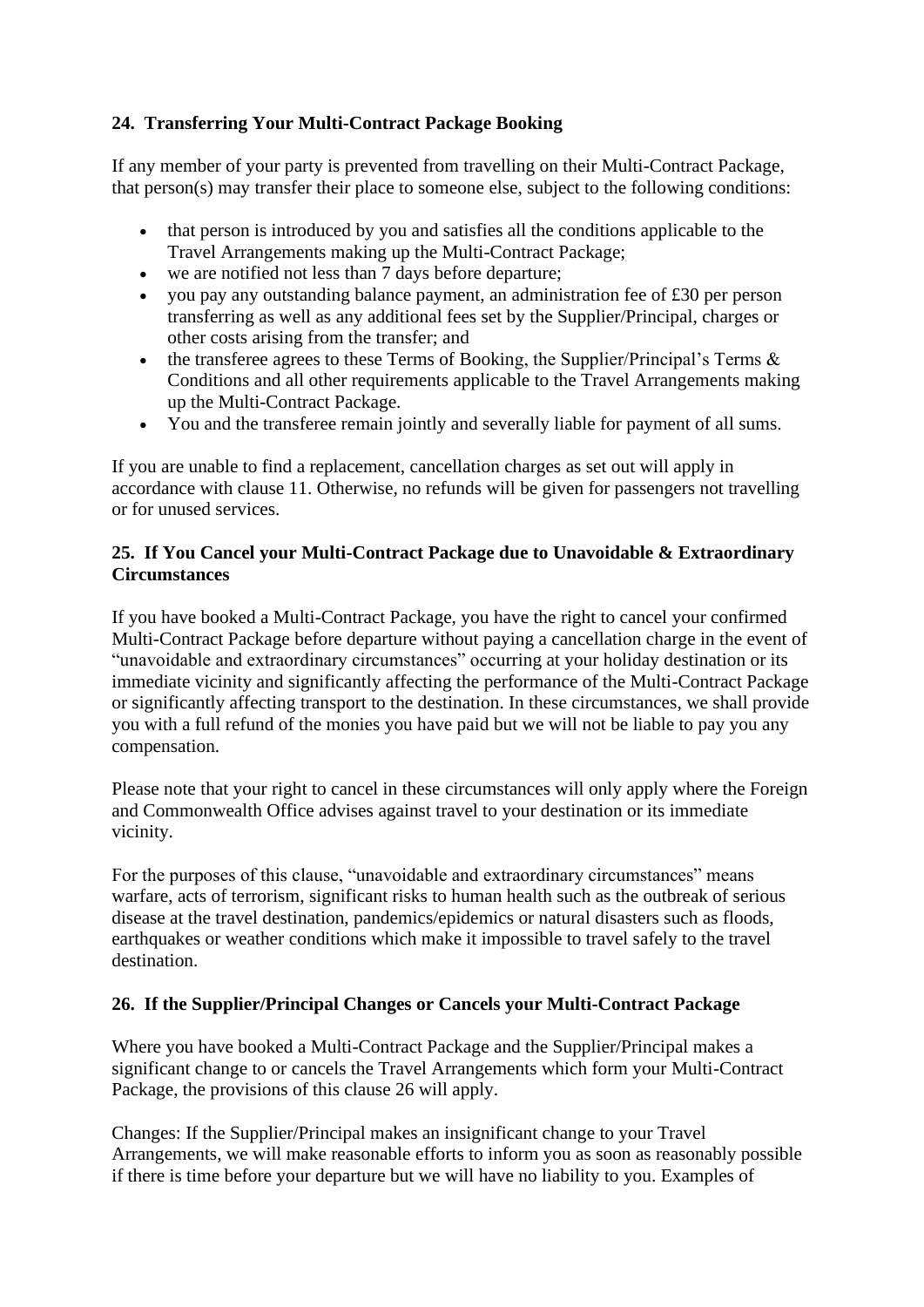### 24. Transferring Your Multi-Contract Package Booking

If any member of your party is prevented from travelling on their Multi-Contract Package, that person(s) may transfer their place to someone else, subject to the following conditions:

- that person is introduced by you and satisfies all the conditions applicable to the Travel Arrangements making up the Multi-Contract Package;
- we are notified not less than 7 days before departure;
- you pay any outstanding balance payment, an administration fee of £30 per person transferring as well as any additional fees set by the Supplier/Principal, charges or other costs arising from the transfer; and
- the transferee agrees to these Terms of Booking, the Supplier/Principal's Terms & Conditions and all other requirements applicable to the Travel Arrangements making up the Multi-Contract Package.
- You and the transferee remain jointly and severally liable for payment of all sums.

If you are unable to find a replacement, cancellation charges as set out will apply in accordance with clause 11. Otherwise, no refunds will be given for passengers not travelling or for unused services.

### 25. If You Cancel your Multi-Contract Package due to Unavoidable & Extraordinary Circumstances

If you have booked a Multi-Contract Package, you have the right to cancel your confirmed Multi-Contract Package before departure without paying a cancellation charge in the event of "unavoidable and extraordinary circumstances" occurring at your holiday destination or its immediate vicinity and significantly affecting the performance of the Multi-Contract Package or significantly affecting transport to the destination. In these circumstances, we shall provide you with a full refund of the monies you have paid but we will not be liable to pay you any compensation.

Please note that your right to cancel in these circumstances will only apply where the Foreign and Commonwealth Office advises against travel to your destination or its immediate vicinity.

For the purposes of this clause, "unavoidable and extraordinary circumstances" means warfare, acts of terrorism, significant risks to human health such as the outbreak of serious disease at the travel destination, pandemics/epidemics or natural disasters such as floods, earthquakes or weather conditions which make it impossible to travel safely to the travel destination.

### 26. If the Supplier/Principal Changes or Cancels your Multi-Contract Package

Where you have booked a Multi-Contract Package and the Supplier/Principal makes a significant change to or cancels the Travel Arrangements which form your Multi-Contract Package, the provisions of this clause 26 will apply.

Changes: If the Supplier/Principal makes an insignificant change to your Travel Arrangements, we will make reasonable efforts to inform you as soon as reasonably possible if there is time before your departure but we will have no liability to you. Examples of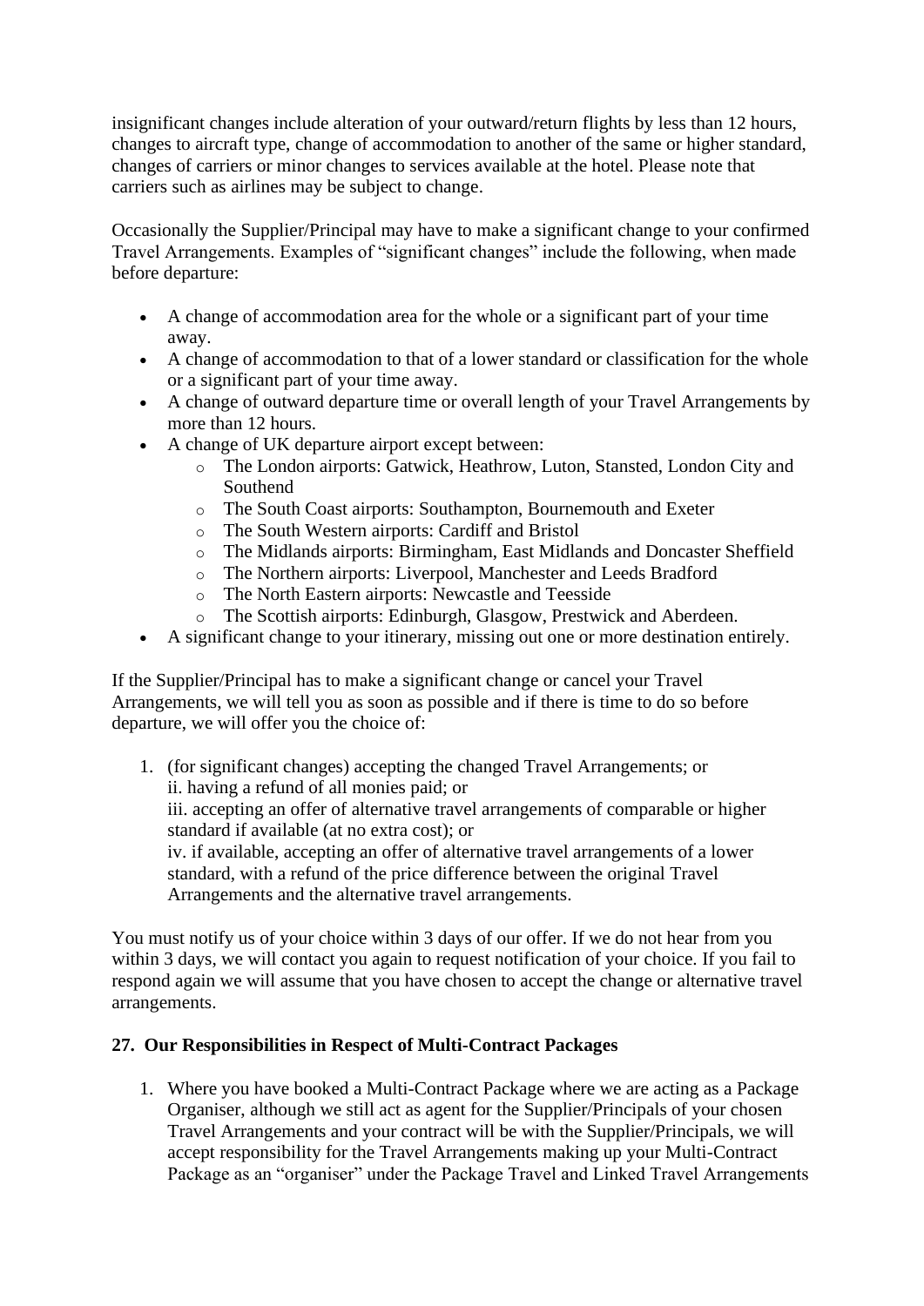insignificant changes include alteration of your outward/return flights by less than 12 hours, changes to aircraft type, change of accommodation to another of the same or higher standard, changes of carriers or minor changes to services available at the hotel. Please note that carriers such as airlines may be subject to change.

Occasionally the Supplier/Principal may have to make a significant change to your confirmed Travel Arrangements. Examples of "significant changes" include the following, when made before departure:

- A change of accommodation area for the whole or a significant part of your time away.
- A change of accommodation to that of a lower standard or classification for the whole or a significant part of your time away.
- A change of outward departure time or overall length of your Travel Arrangements by more than 12 hours.
- A change of UK departure airport except between:
  - The London airports: Gatwick, Heathrow, Luton, Stansted, London City and Southend
  - The South Coast airports: Southampton, Bournemouth and Exeter
  - The South Western airports: Cardiff and Bristol
  - The Midlands airports: Birmingham, East Midlands and Doncaster Sheffield
  - The Northern airports: Liverpool, Manchester and Leeds Bradford
  - The North Eastern airports: Newcastle and Teesside
  - The Scottish airports: Edinburgh, Glasgow, Prestwick and Aberdeen.
- A significant change to your itinerary, missing out one or more destination entirely.

If the Supplier/Principal has to make a significant change or cancel your Travel Arrangements, we will tell you as soon as possible and if there is time to do so before departure, we will offer you the choice of:

1. (for significant changes) accepting the changed Travel Arrangements; or
   ii. having a refund of all monies paid; or
   iii. accepting an offer of alternative travel arrangements of comparable or higher standard if available (at no extra cost); or
   iv. if available, accepting an offer of alternative travel arrangements of a lower standard, with a refund of the price difference between the original Travel Arrangements and the alternative travel arrangements.

You must notify us of your choice within 3 days of our offer. If we do not hear from you within 3 days, we will contact you again to request notification of your choice. If you fail to respond again we will assume that you have chosen to accept the change or alternative travel arrangements.

## 27. Our Responsibilities in Respect of Multi-Contract Packages

1. Where you have booked a Multi-Contract Package where we are acting as a Package Organiser, although we still act as agent for the Supplier/Principals of your chosen Travel Arrangements and your contract will be with the Supplier/Principals, we will accept responsibility for the Travel Arrangements making up your Multi-Contract Package as an "organiser" under the Package Travel and Linked Travel Arrangements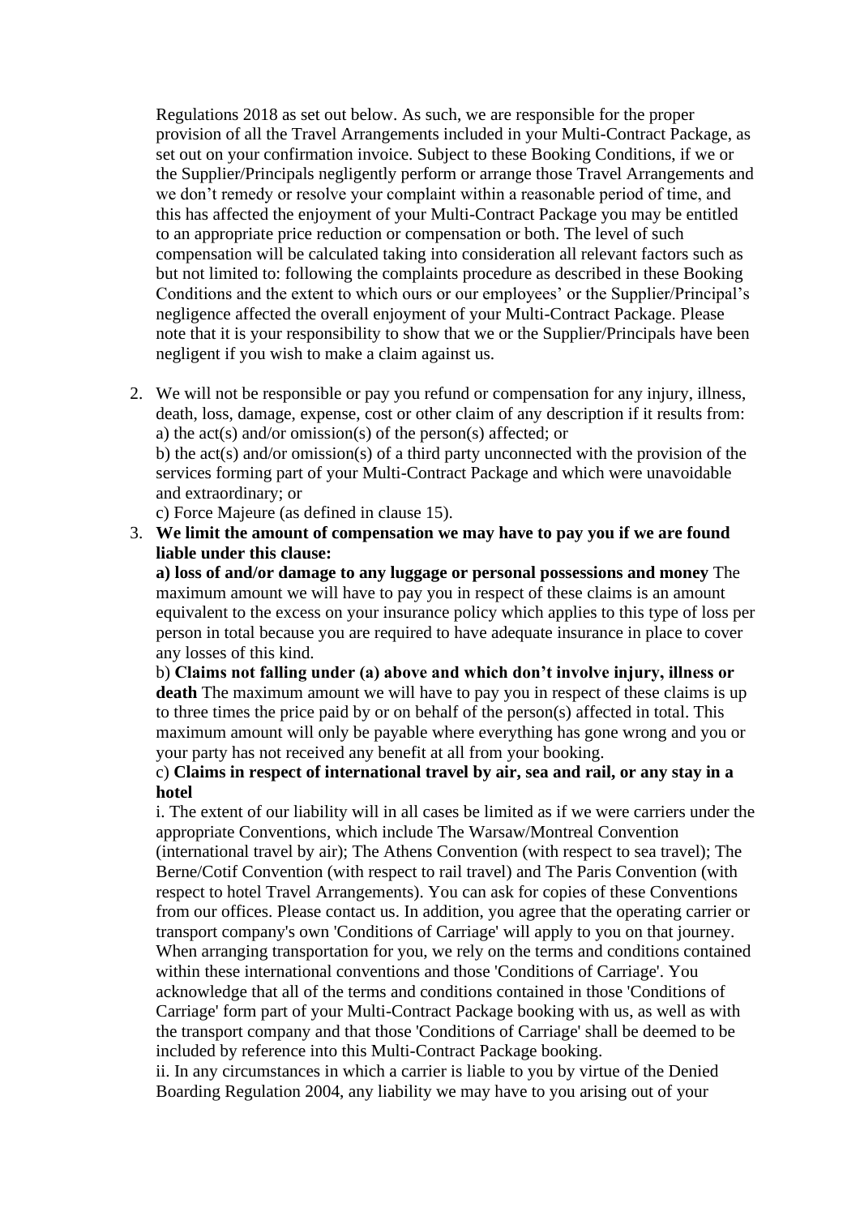Regulations 2018 as set out below. As such, we are responsible for the proper provision of all the Travel Arrangements included in your Multi-Contract Package, as set out on your confirmation invoice. Subject to these Booking Conditions, if we or the Supplier/Principals negligently perform or arrange those Travel Arrangements and we don't remedy or resolve your complaint within a reasonable period of time, and this has affected the enjoyment of your Multi-Contract Package you may be entitled to an appropriate price reduction or compensation or both. The level of such compensation will be calculated taking into consideration all relevant factors such as but not limited to: following the complaints procedure as described in these Booking Conditions and the extent to which ours or our employees' or the Supplier/Principal's negligence affected the overall enjoyment of your Multi-Contract Package. Please note that it is your responsibility to show that we or the Supplier/Principals have been negligent if you wish to make a claim against us.

2. We will not be responsible or pay you refund or compensation for any injury, illness, death, loss, damage, expense, cost or other claim of any description if it results from:
   a) the act(s) and/or omission(s) of the person(s) affected; or
   b) the act(s) and/or omission(s) of a third party unconnected with the provision of the services forming part of your Multi-Contract Package and which were unavoidable and extraordinary; or
   c) Force Majeure (as defined in clause 15).
3. **We limit the amount of compensation we may have to pay you if we are found liable under this clause:**
   **a) loss of and/or damage to any luggage or personal possessions and money** The maximum amount we will have to pay you in respect of these claims is an amount equivalent to the excess on your insurance policy which applies to this type of loss per person in total because you are required to have adequate insurance in place to cover any losses of this kind.
   b) **Claims not falling under (a) above and which don't involve injury, illness or death** The maximum amount we will have to pay you in respect of these claims is up to three times the price paid by or on behalf of the person(s) affected in total. This maximum amount will only be payable where everything has gone wrong and you or your party has not received any benefit at all from your booking.
   c) **Claims in respect of international travel by air, sea and rail, or any stay in a hotel**
   i. The extent of our liability will in all cases be limited as if we were carriers under the appropriate Conventions, which include The Warsaw/Montreal Convention (international travel by air); The Athens Convention (with respect to sea travel); The Berne/Cotif Convention (with respect to rail travel) and The Paris Convention (with respect to hotel Travel Arrangements). You can ask for copies of these Conventions from our offices. Please contact us. In addition, you agree that the operating carrier or transport company's own 'Conditions of Carriage' will apply to you on that journey. When arranging transportation for you, we rely on the terms and conditions contained within these international conventions and those 'Conditions of Carriage'. You acknowledge that all of the terms and conditions contained in those 'Conditions of Carriage' form part of your Multi-Contract Package booking with us, as well as with the transport company and that those 'Conditions of Carriage' shall be deemed to be included by reference into this Multi-Contract Package booking.
   ii. In any circumstances in which a carrier is liable to you by virtue of the Denied Boarding Regulation 2004, any liability we may have to you arising out of your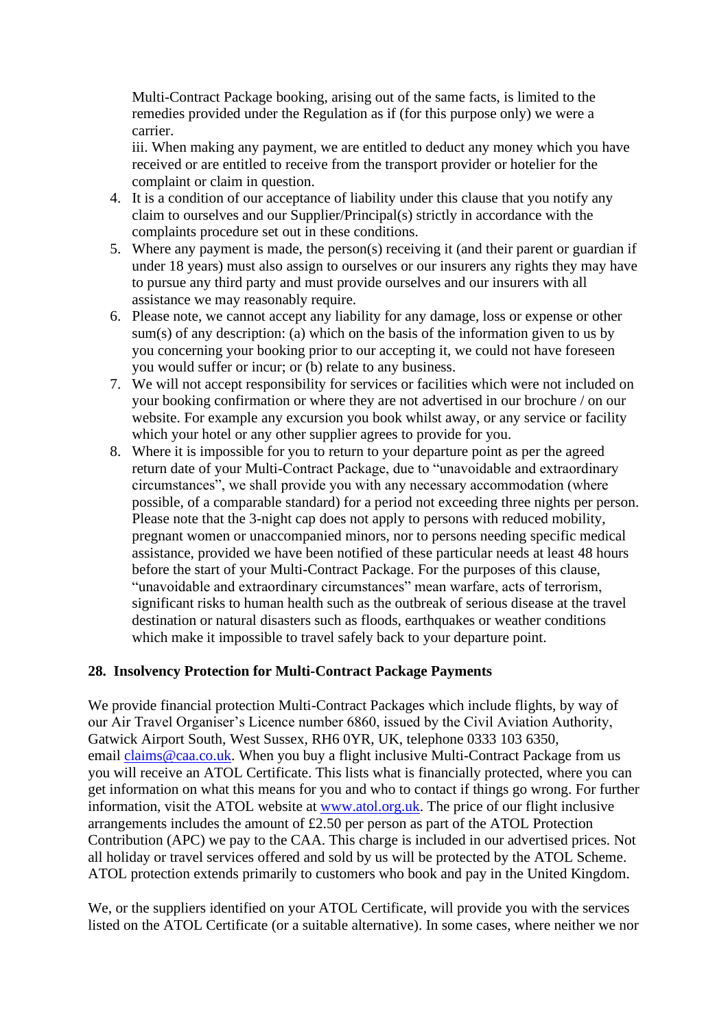Multi-Contract Package booking, arising out of the same facts, is limited to the remedies provided under the Regulation as if (for this purpose only) we were a carrier.

iii. When making any payment, we are entitled to deduct any money which you have received or are entitled to receive from the transport provider or hotelier for the complaint or claim in question.

4. It is a condition of our acceptance of liability under this clause that you notify any claim to ourselves and our Supplier/Principal(s) strictly in accordance with the complaints procedure set out in these conditions.
5. Where any payment is made, the person(s) receiving it (and their parent or guardian if under 18 years) must also assign to ourselves or our insurers any rights they may have to pursue any third party and must provide ourselves and our insurers with all assistance we may reasonably require.
6. Please note, we cannot accept any liability for any damage, loss or expense or other sum(s) of any description: (a) which on the basis of the information given to us by you concerning your booking prior to our accepting it, we could not have foreseen you would suffer or incur; or (b) relate to any business.
7. We will not accept responsibility for services or facilities which were not included on your booking confirmation or where they are not advertised in our brochure / on our website. For example any excursion you book whilst away, or any service or facility which your hotel or any other supplier agrees to provide for you.
8. Where it is impossible for you to return to your departure point as per the agreed return date of your Multi-Contract Package, due to “unavoidable and extraordinary circumstances”, we shall provide you with any necessary accommodation (where possible, of a comparable standard) for a period not exceeding three nights per person. Please note that the 3-night cap does not apply to persons with reduced mobility, pregnant women or unaccompanied minors, nor to persons needing specific medical assistance, provided we have been notified of these particular needs at least 48 hours before the start of your Multi-Contract Package. For the purposes of this clause, “unavoidable and extraordinary circumstances” mean warfare, acts of terrorism, significant risks to human health such as the outbreak of serious disease at the travel destination or natural disasters such as floods, earthquakes or weather conditions which make it impossible to travel safely back to your departure point.

## 28. Insolvency Protection for Multi-Contract Package Payments

We provide financial protection Multi-Contract Packages which include flights, by way of our Air Travel Organiser’s Licence number 6860, issued by the Civil Aviation Authority, Gatwick Airport South, West Sussex, RH6 0YR, UK, telephone 0333 103 6350, email claims@caa.co.uk. When you buy a flight inclusive Multi-Contract Package from us you will receive an ATOL Certificate. This lists what is financially protected, where you can get information on what this means for you and who to contact if things go wrong. For further information, visit the ATOL website at www.atol.org.uk. The price of our flight inclusive arrangements includes the amount of £2.50 per person as part of the ATOL Protection Contribution (APC) we pay to the CAA. This charge is included in our advertised prices. Not all holiday or travel services offered and sold by us will be protected by the ATOL Scheme. ATOL protection extends primarily to customers who book and pay in the United Kingdom.

We, or the suppliers identified on your ATOL Certificate, will provide you with the services listed on the ATOL Certificate (or a suitable alternative). In some cases, where neither we nor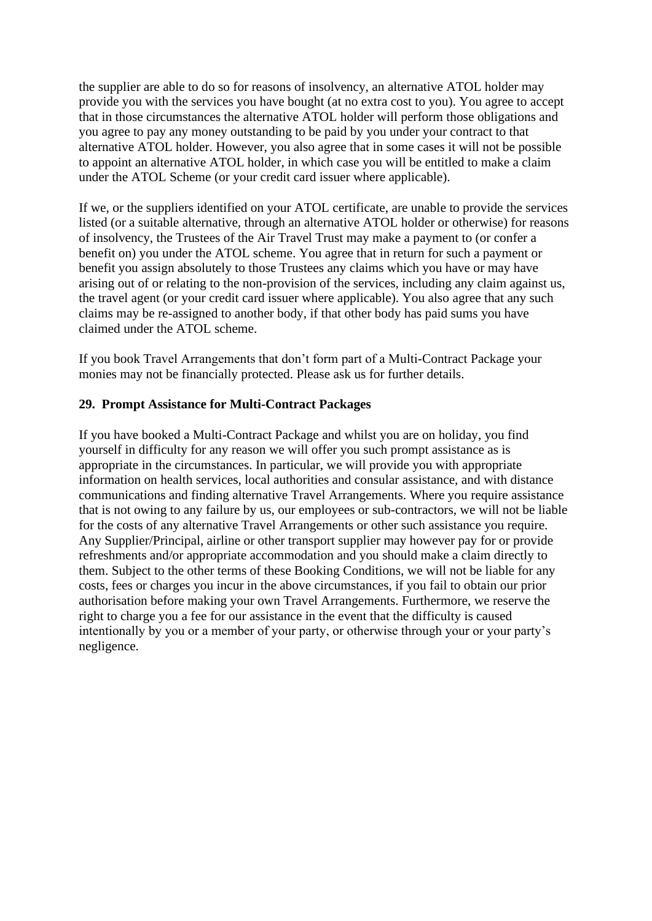the supplier are able to do so for reasons of insolvency, an alternative ATOL holder may provide you with the services you have bought (at no extra cost to you). You agree to accept that in those circumstances the alternative ATOL holder will perform those obligations and you agree to pay any money outstanding to be paid by you under your contract to that alternative ATOL holder. However, you also agree that in some cases it will not be possible to appoint an alternative ATOL holder, in which case you will be entitled to make a claim under the ATOL Scheme (or your credit card issuer where applicable).

If we, or the suppliers identified on your ATOL certificate, are unable to provide the services listed (or a suitable alternative, through an alternative ATOL holder or otherwise) for reasons of insolvency, the Trustees of the Air Travel Trust may make a payment to (or confer a benefit on) you under the ATOL scheme. You agree that in return for such a payment or benefit you assign absolutely to those Trustees any claims which you have or may have arising out of or relating to the non-provision of the services, including any claim against us, the travel agent (or your credit card issuer where applicable). You also agree that any such claims may be re-assigned to another body, if that other body has paid sums you have claimed under the ATOL scheme.

If you book Travel Arrangements that don't form part of a Multi-Contract Package your monies may not be financially protected. Please ask us for further details.

**29. Prompt Assistance for Multi-Contract Packages**

If you have booked a Multi-Contract Package and whilst you are on holiday, you find yourself in difficulty for any reason we will offer you such prompt assistance as is appropriate in the circumstances. In particular, we will provide you with appropriate information on health services, local authorities and consular assistance, and with distance communications and finding alternative Travel Arrangements. Where you require assistance that is not owing to any failure by us, our employees or sub-contractors, we will not be liable for the costs of any alternative Travel Arrangements or other such assistance you require. Any Supplier/Principal, airline or other transport supplier may however pay for or provide refreshments and/or appropriate accommodation and you should make a claim directly to them. Subject to the other terms of these Booking Conditions, we will not be liable for any costs, fees or charges you incur in the above circumstances, if you fail to obtain our prior authorisation before making your own Travel Arrangements. Furthermore, we reserve the right to charge you a fee for our assistance in the event that the difficulty is caused intentionally by you or a member of your party, or otherwise through your or your party's negligence.